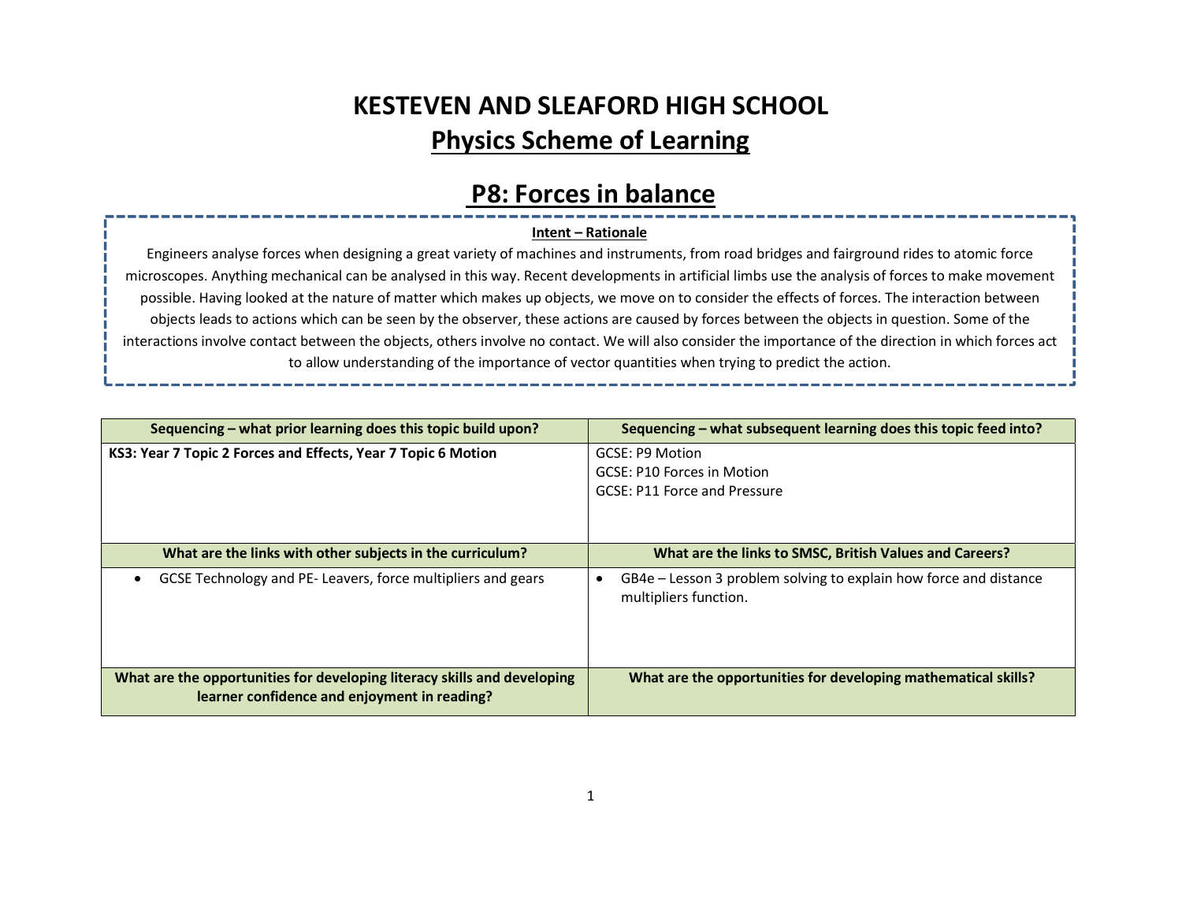# KESTEVEN AND SLEAFORD HIGH SCHOOL

## Physics Scheme of Learning

## P8: Forces in balance

**Intent – Rationale**

Engineers analyse forces when designing a great variety of machines and instruments, from road bridges and fairground rides to atomic force microscopes. Anything mechanical can be analysed in this way. Recent developments in artificial limbs use the analysis of forces to make movement possible. Having looked at the nature of matter which makes up objects, we move on to consider the effects of forces. The interaction between objects leads to actions which can be seen by the observer, these actions are caused by forces between the objects in question. Some of the interactions involve contact between the objects, others involve no contact. We will also consider the importance of the direction in which forces act to allow understanding of the importance of vector quantities when trying to predict the action.

| Sequencing – what prior learning does this topic build upon? | Sequencing – what subsequent learning does this topic feed into? |
|---|---|
| **KS3: Year 7 Topic 2 Forces and Effects, Year 7 Topic 6 Motion** | GCSE: P9 Motion<br>GCSE: P10 Forces in Motion<br>GCSE: P11 Force and Pressure |
| **What are the links with other subjects in the curriculum?** | **What are the links to SMSC, British Values and Careers?** |
| • GCSE Technology and PE- Leavers, force multipliers and gears | • GB4e – Lesson 3 problem solving to explain how force and distance multipliers function. |
| **What are the opportunities for developing literacy skills and developing learner confidence and enjoyment in reading?** | **What are the opportunities for developing mathematical skills?** |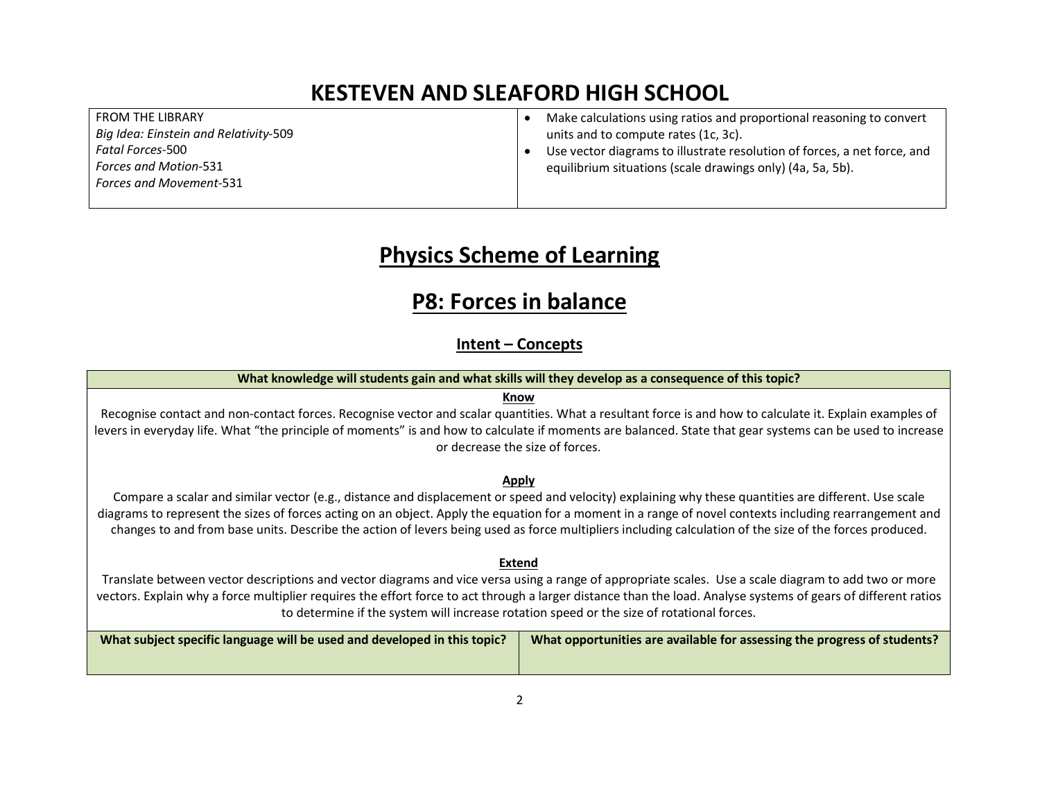# KESTEVEN AND SLEAFORD HIGH SCHOOL

| FROM THE LIBRARY<br>*Big Idea: Einstein and Relativity*-509<br>*Fatal Forces*-500<br>*Forces and Motion*-531<br>*Forces and Movement*-531 | • Make calculations using ratios and proportional reasoning to convert units and to compute rates (1c, 3c).<br>• Use vector diagrams to illustrate resolution of forces, a net force, and equilibrium situations (scale drawings only) (4a, 5a, 5b). |
|---|---|

# Physics Scheme of Learning

## P8: Forces in balance

### Intent – Concepts

| What knowledge will students gain and what skills will they develop as a consequence of this topic? |
|---|
| **Know**<br>Recognise contact and non-contact forces. Recognise vector and scalar quantities. What a resultant force is and how to calculate it. Explain examples of levers in everyday life. What "the principle of moments" is and how to calculate if moments are balanced. State that gear systems can be used to increase or decrease the size of forces.<br><br>**Apply**<br>Compare a scalar and similar vector (e.g., distance and displacement or speed and velocity) explaining why these quantities are different. Use scale diagrams to represent the sizes of forces acting on an object. Apply the equation for a moment in a range of novel contexts including rearrangement and changes to and from base units. Describe the action of levers being used as force multipliers including calculation of the size of the forces produced.<br><br>**Extend**<br>Translate between vector descriptions and vector diagrams and vice versa using a range of appropriate scales. Use a scale diagram to add two or more vectors. Explain why a force multiplier requires the effort force to act through a larger distance than the load. Analyse systems of gears of different ratios to determine if the system will increase rotation speed or the size of rotational forces. |

| What subject specific language will be used and developed in this topic? | What opportunities are available for assessing the progress of students? |
|---|---|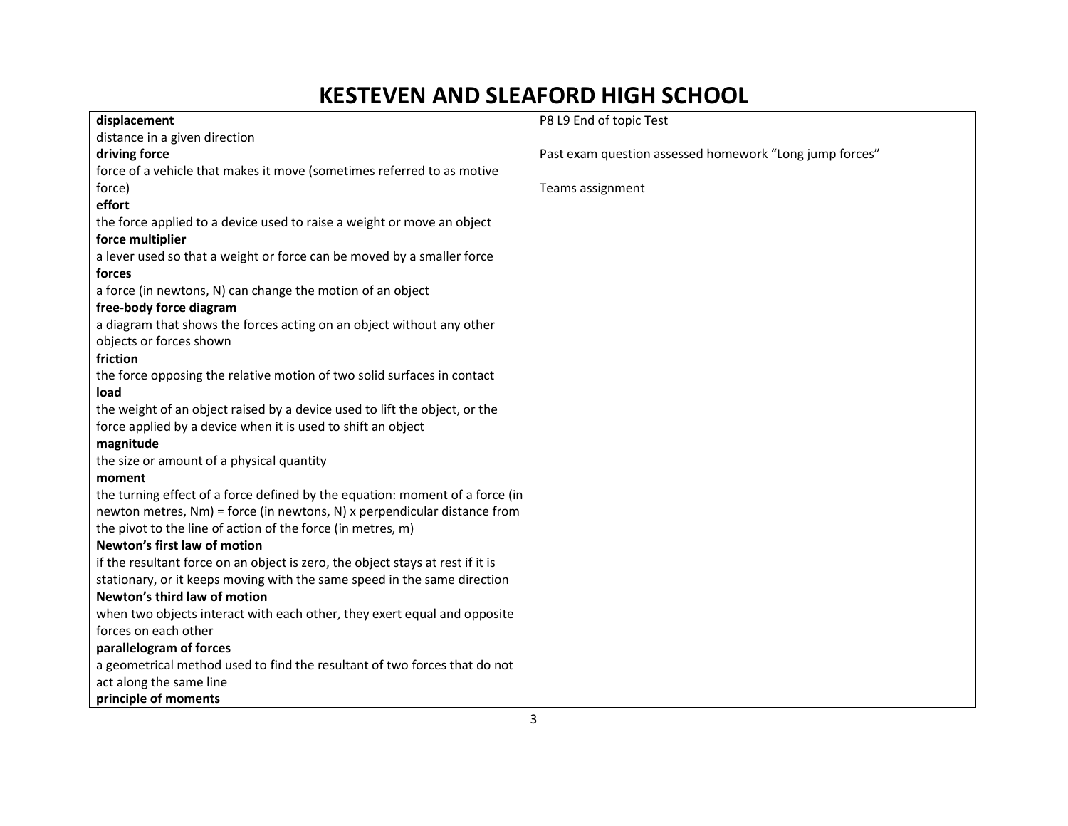| | |
|---|---|
| **displacement**<br>distance in a given direction<br>**driving force**<br>force of a vehicle that makes it move (sometimes referred to as motive force)<br>**effort**<br>the force applied to a device used to raise a weight or move an object<br>**force multiplier**<br>a lever used so that a weight or force can be moved by a smaller force<br>**forces**<br>a force (in newtons, N) can change the motion of an object<br>**free-body force diagram**<br>a diagram that shows the forces acting on an object without any other objects or forces shown<br>**friction**<br>the force opposing the relative motion of two solid surfaces in contact<br>**load**<br>the weight of an object raised by a device used to lift the object, or the force applied by a device when it is used to shift an object<br>**magnitude**<br>the size or amount of a physical quantity<br>**moment**<br>the turning effect of a force defined by the equation: moment of a force (in newton metres, Nm) = force (in newtons, N) x perpendicular distance from the pivot to the line of action of the force (in metres, m)<br>**Newton's first law of motion**<br>if the resultant force on an object is zero, the object stays at rest if it is stationary, or it keeps moving with the same speed in the same direction<br>**Newton's third law of motion**<br>when two objects interact with each other, they exert equal and opposite forces on each other<br>**parallelogram of forces**<br>a geometrical method used to find the resultant of two forces that do not act along the same line<br>**principle of moments** | P8 L9 End of topic Test<br><br>Past exam question assessed homework "Long jump forces"<br><br>Teams assignment |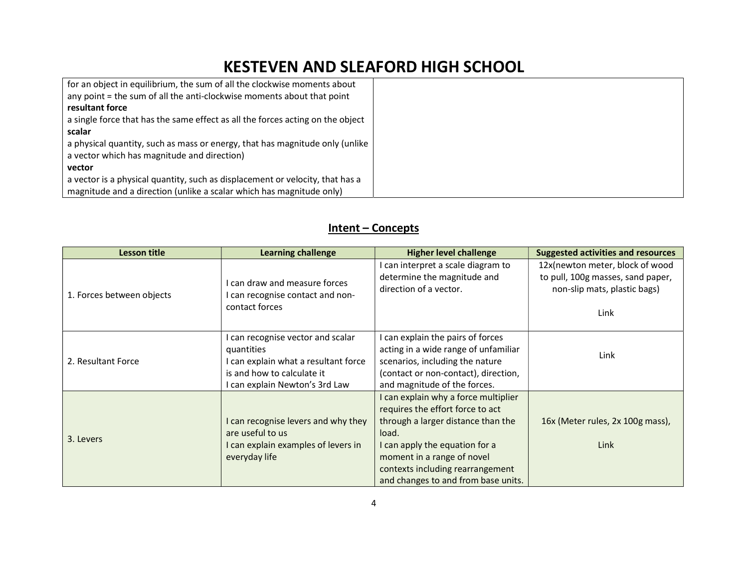| | |
|---|---|
| for an object in equilibrium, the sum of all the clockwise moments about any point = the sum of all the anti-clockwise moments about that point<br>**resultant force**<br>a single force that has the same effect as all the forces acting on the object<br>**scalar**<br>a physical quantity, such as mass or energy, that has magnitude only (unlike a vector which has magnitude and direction)<br>**vector**<br>a vector is a physical quantity, such as displacement or velocity, that has a magnitude and a direction (unlike a scalar which has magnitude only) | |

## Intent – Concepts

| Lesson title | Learning challenge | Higher level challenge | Suggested activities and resources |
|---|---|---|---|
| 1. Forces between objects | I can draw and measure forces<br>I can recognise contact and non-contact forces | I can interpret a scale diagram to determine the magnitude and direction of a vector. | 12x(newton meter, block of wood to pull, 100g masses, sand paper, non-slip mats, plastic bags)<br><br>Link |
| 2. Resultant Force | I can recognise vector and scalar quantities<br>I can explain what a resultant force is and how to calculate it<br>I can explain Newton's 3rd Law | I can explain the pairs of forces acting in a wide range of unfamiliar scenarios, including the nature (contact or non-contact), direction, and magnitude of the forces. | Link |
| 3. Levers | I can recognise levers and why they are useful to us<br>I can explain examples of levers in everyday life | I can explain why a force multiplier requires the effort force to act through a larger distance than the load.<br>I can apply the equation for a moment in a range of novel contexts including rearrangement and changes to and from base units. | 16x (Meter rules, 2x 100g mass),<br><br>Link |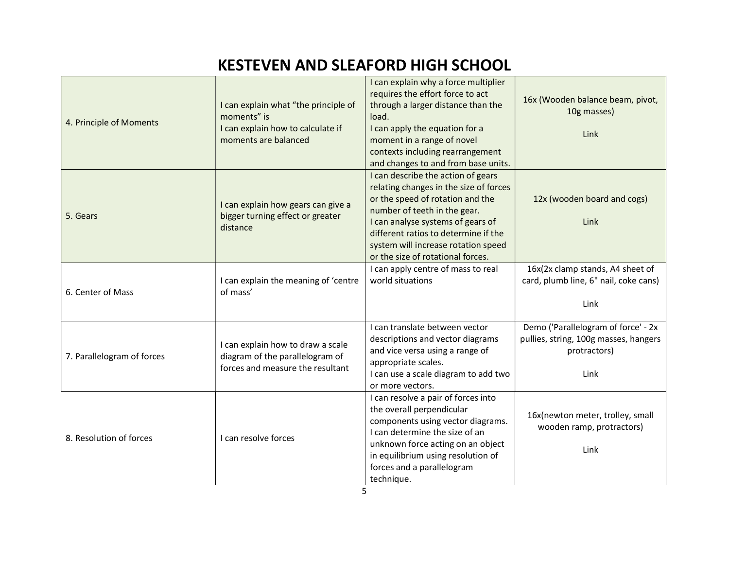# KESTEVEN AND SLEAFORD HIGH SCHOOL

| | | | |
|---|---|---|---|
| 4. Principle of Moments | I can explain what “the principle of moments” is<br>I can explain how to calculate if moments are balanced | I can explain why a force multiplier requires the effort force to act through a larger distance than the load.<br>I can apply the equation for a moment in a range of novel contexts including rearrangement and changes to and from base units. | 16x (Wooden balance beam, pivot, 10g masses)<br><br>Link |
| 5. Gears | I can explain how gears can give a bigger turning effect or greater distance | I can describe the action of gears relating changes in the size of forces or the speed of rotation and the number of teeth in the gear.<br>I can analyse systems of gears of different ratios to determine if the system will increase rotation speed or the size of rotational forces. | 12x (wooden board and cogs)<br><br>Link |
| 6. Center of Mass | I can explain the meaning of ‘centre of mass’ | I can apply centre of mass to real world situations | 16x(2x clamp stands, A4 sheet of card, plumb line, 6" nail, coke cans)<br><br>Link |
| 7. Parallelogram of forces | I can explain how to draw a scale diagram of the parallelogram of forces and measure the resultant | I can translate between vector descriptions and vector diagrams and vice versa using a range of appropriate scales.<br>I can use a scale diagram to add two or more vectors. | Demo ('Parallelogram of force' - 2x pullies, string, 100g masses, hangers protractors)<br><br>Link |
| 8. Resolution of forces | I can resolve forces | I can resolve a pair of forces into the overall perpendicular components using vector diagrams.<br>I can determine the size of an unknown force acting on an object in equilibrium using resolution of forces and a parallelogram technique. | 16x(newton meter, trolley, small wooden ramp, protractors)<br><br>Link |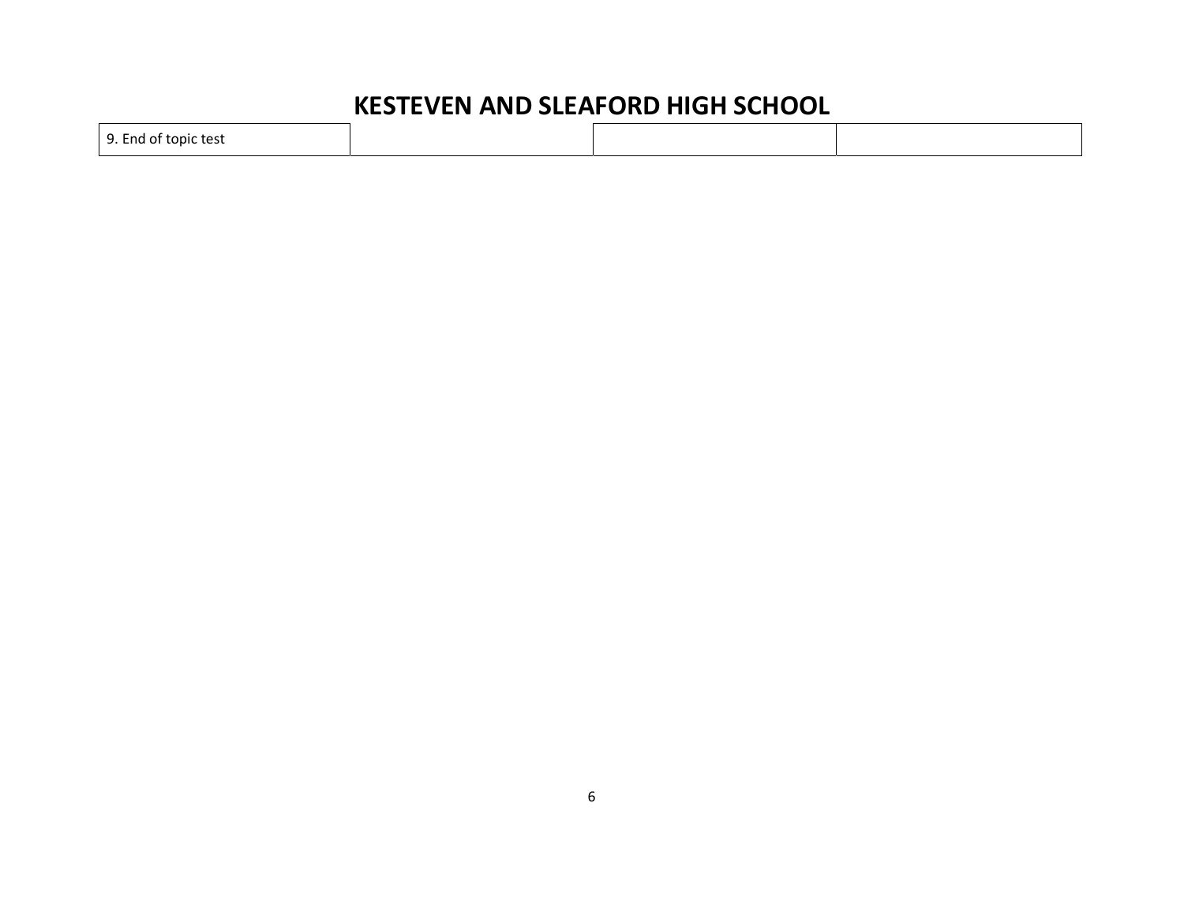| | | | |
|---|---|---|---|
| 9. End of topic test | | | |